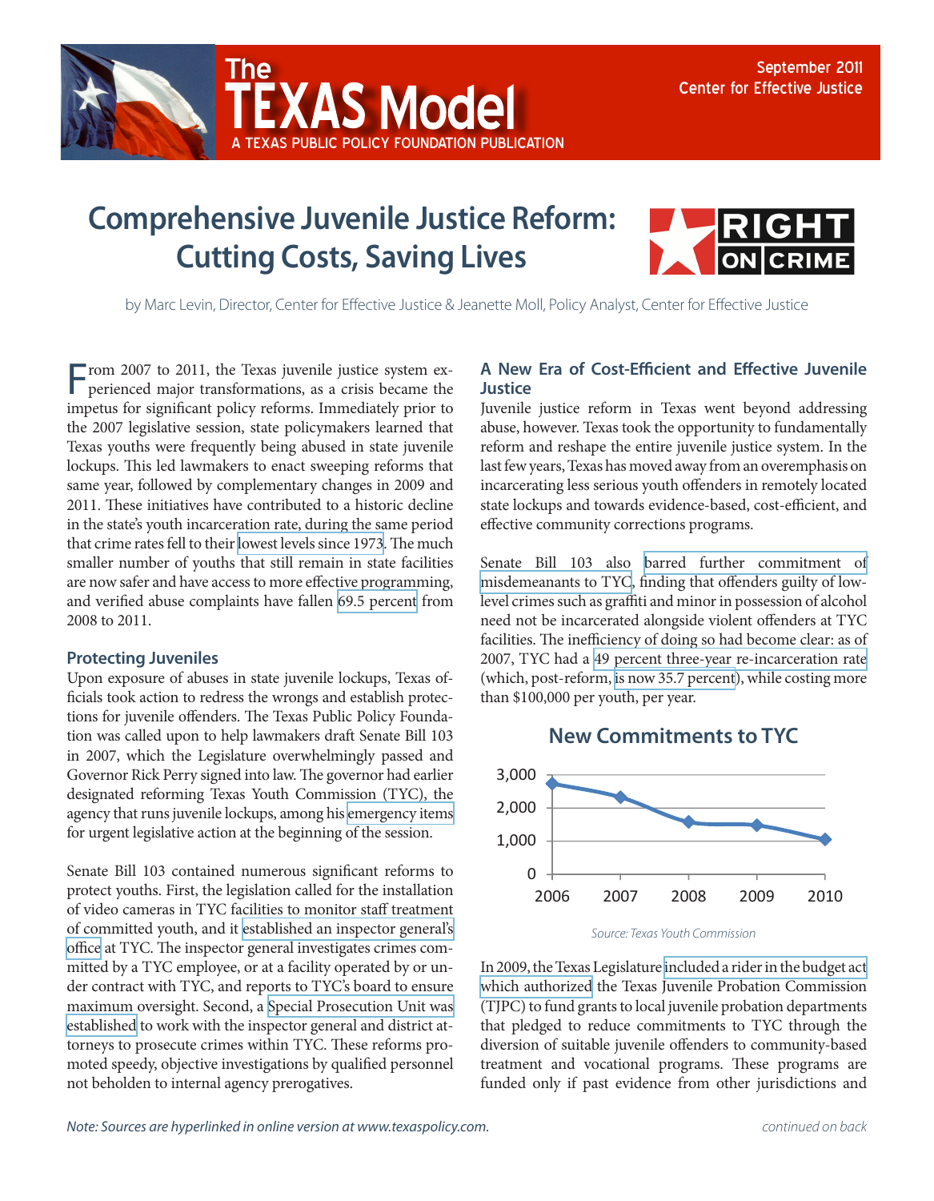# The TEXAS Model

A TEXAS PUBLIC POLICY FOUNDATION PUBLICATION

September 2011
Center for Effective Justice

## Comprehensive Juvenile Justice Reform: Cutting Costs, Saving Lives

RIGHT ON CRIME

by Marc Levin, Director, Center for Effective Justice & Jeanette Moll, Policy Analyst, Center for Effective Justice

From 2007 to 2011, the Texas juvenile justice system experienced major transformations, as a crisis became the impetus for significant policy reforms. Immediately prior to the 2007 legislative session, state policymakers learned that Texas youths were frequently being abused in state juvenile lockups. This led lawmakers to enact sweeping reforms that same year, followed by complementary changes in 2009 and 2011. These initiatives have contributed to a historic decline in the state's youth incarceration rate, during the same period that crime rates fell to their lowest levels since 1973. The much smaller number of youths that still remain in state facilities are now safer and have access to more effective programming, and verified abuse complaints have fallen 69.5 percent from 2008 to 2011.

### Protecting Juveniles

Upon exposure of abuses in state juvenile lockups, Texas officials took action to redress the wrongs and establish protections for juvenile offenders. The Texas Public Policy Foundation was called upon to help lawmakers draft Senate Bill 103 in 2007, which the Legislature overwhelmingly passed and Governor Rick Perry signed into law. The governor had earlier designated reforming Texas Youth Commission (TYC), the agency that runs juvenile lockups, among his emergency items for urgent legislative action at the beginning of the session.

Senate Bill 103 contained numerous significant reforms to protect youths. First, the legislation called for the installation of video cameras in TYC facilities to monitor staff treatment of committed youth, and it established an inspector general's office at TYC. The inspector general investigates crimes committed by a TYC employee, or at a facility operated by or under contract with TYC, and reports to TYC's board to ensure maximum oversight. Second, a Special Prosecution Unit was established to work with the inspector general and district attorneys to prosecute crimes within TYC. These reforms promoted speedy, objective investigations by qualified personnel not beholden to internal agency prerogatives.

### A New Era of Cost-Efficient and Effective Juvenile Justice

Juvenile justice reform in Texas went beyond addressing abuse, however. Texas took the opportunity to fundamentally reform and reshape the entire juvenile justice system. In the last few years, Texas has moved away from an overemphasis on incarcerating less serious youth offenders in remotely located state lockups and towards evidence-based, cost-efficient, and effective community corrections programs.

Senate Bill 103 also barred further commitment of misdemeanants to TYC, finding that offenders guilty of low-level crimes such as graffiti and minor in possession of alcohol need not be incarcerated alongside violent offenders at TYC facilities. The inefficiency of doing so had become clear: as of 2007, TYC had a 49 percent three-year re-incarceration rate (which, post-reform, is now 35.7 percent), while costing more than $100,000 per youth, per year.

**New Commitments to TYC**

| Year | New Commitments (approx.) |
|---|---|
| 2006 | ~2,750 |
| 2007 | ~2,350 |
| 2008 | ~1,600 |
| 2009 | ~1,500 |
| 2010 | ~1,050 |

*Source: Texas Youth Commission*

In 2009, the Texas Legislature included a rider in the budget act which authorized the Texas Juvenile Probation Commission (TJPC) to fund grants to local juvenile probation departments that pledged to reduce commitments to TYC through the diversion of suitable juvenile offenders to community-based treatment and vocational programs. These programs are funded only if past evidence from other jurisdictions and

*Note: Sources are hyperlinked in online version at www.texaspolicy.com.*

*continued on back*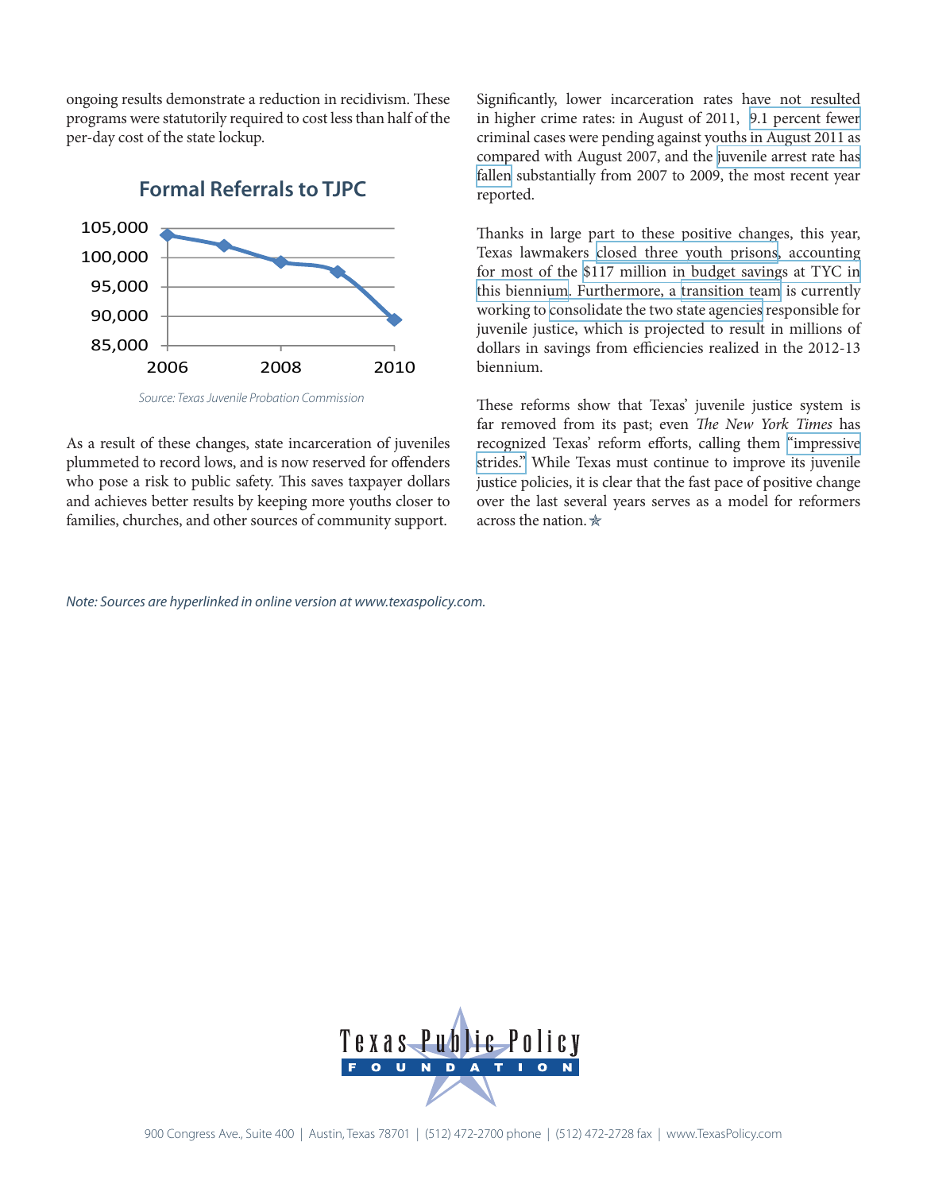ongoing results demonstrate a reduction in recidivism. These programs were statutorily required to cost less than half of the per-day cost of the state lockup.

**Formal Referrals to TJPC**

105,000
100,000
95,000
90,000
85,000
2006
2008
2010

*Source: Texas Juvenile Probation Commission*

As a result of these changes, state incarceration of juveniles plummeted to record lows, and is now reserved for offenders who pose a risk to public safety. This saves taxpayer dollars and achieves better results by keeping more youths closer to families, churches, and other sources of community support.

Significantly, lower incarceration rates have not resulted in higher crime rates: in August of 2011, 9.1 percent fewer criminal cases were pending against youths in August 2011 as compared with August 2007, and the juvenile arrest rate has fallen substantially from 2007 to 2009, the most recent year reported.

Thanks in large part to these positive changes, this year, Texas lawmakers closed three youth prisons, accounting for most of the $117 million in budget savings at TYC in this biennium. Furthermore, a transition team is currently working to consolidate the two state agencies responsible for juvenile justice, which is projected to result in millions of dollars in savings from efficiencies realized in the 2012-13 biennium.

These reforms show that Texas' juvenile justice system is far removed from its past; even *The New York Times* has recognized Texas' reform efforts, calling them "impressive strides." While Texas must continue to improve its juvenile justice policies, it is clear that the fast pace of positive change over the last several years serves as a model for reformers across the nation. ✯

*Note: Sources are hyperlinked in online version at www.texaspolicy.com.*

Texas Public Policy FOUNDATION

900 Congress Ave., Suite 400 | Austin, Texas 78701 | (512) 472-2700 phone | (512) 472-2728 fax | www.TexasPolicy.com